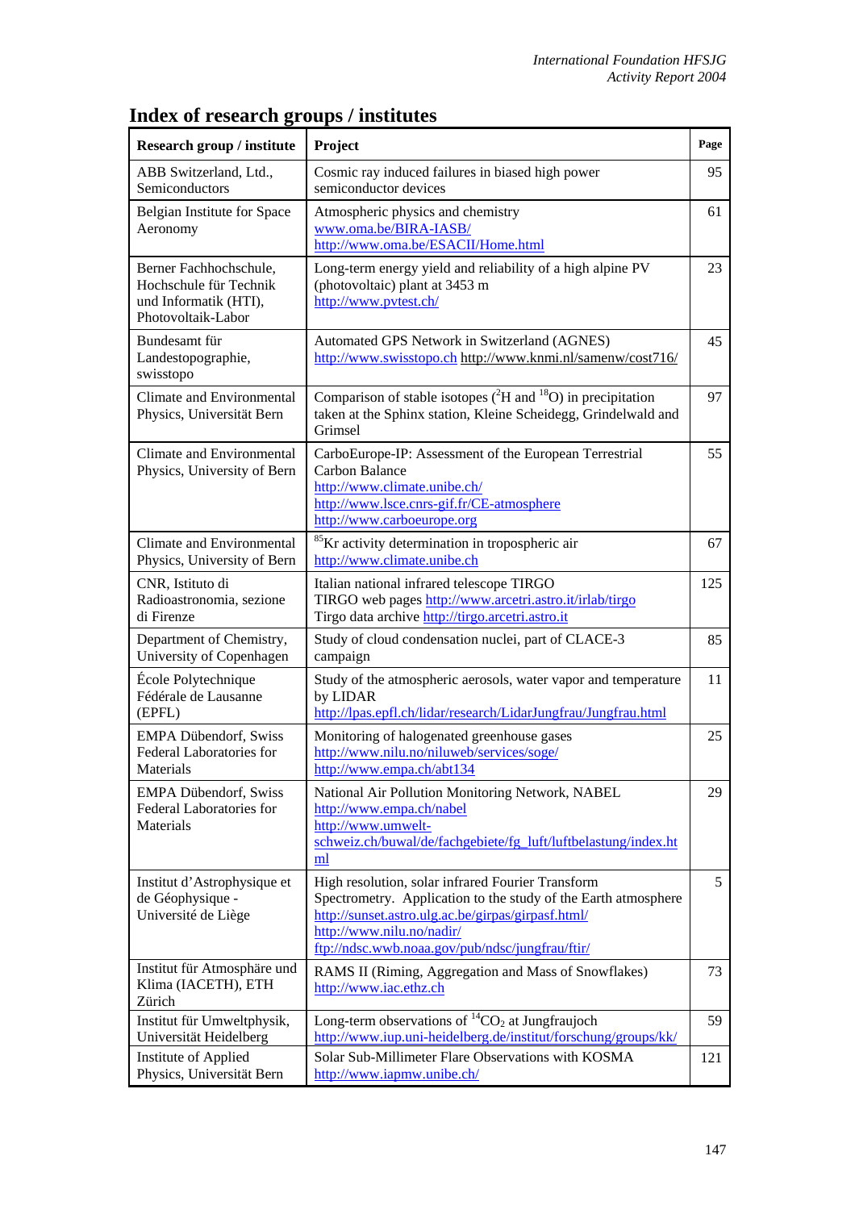# Index of research groups / institutes

| Research group / institute | Project | Page |
|---|---|---|
| ABB Switzerland, Ltd., Semiconductors | Cosmic ray induced failures in biased high power semiconductor devices | 95 |
| Belgian Institute for Space Aeronomy | Atmospheric physics and chemistry www.oma.be/BIRA-IASB/ http://www.oma.be/ESACII/Home.html | 61 |
| Berner Fachhochschule, Hochschule für Technik und Informatik (HTI), Photovoltaik-Labor | Long-term energy yield and reliability of a high alpine PV (photovoltaic) plant at 3453 m http://www.pvtest.ch/ | 23 |
| Bundesamt für Landestopographie, swisstopo | Automated GPS Network in Switzerland (AGNES) http://www.swisstopo.ch http://www.knmi.nl/samenw/cost716/ | 45 |
| Climate and Environmental Physics, Universität Bern | Comparison of stable isotopes ($^{2}H$ and $^{18}O$) in precipitation taken at the Sphinx station, Kleine Scheidegg, Grindelwald and Grimsel | 97 |
| Climate and Environmental Physics, University of Bern | CarboEurope-IP: Assessment of the European Terrestrial Carbon Balance http://www.climate.unibe.ch/ http://www.lsce.cnrs-gif.fr/CE-atmosphere http://www.carboeurope.org | 55 |
| Climate and Environmental Physics, University of Bern | $^{85}Kr$ activity determination in tropospheric air http://www.climate.unibe.ch | 67 |
| CNR, Istituto di Radioastronomia, sezione di Firenze | Italian national infrared telescope TIRGO TIRGO web pages http://www.arcetri.astro.it/irlab/tirgo Tirgo data archive http://tirgo.arcetri.astro.it | 125 |
| Department of Chemistry, University of Copenhagen | Study of cloud condensation nuclei, part of CLACE-3 campaign | 85 |
| École Polytechnique Fédérale de Lausanne (EPFL) | Study of the atmospheric aerosols, water vapor and temperature by LIDAR http://lpas.epfl.ch/lidar/research/LidarJungfrau/Jungfrau.html | 11 |
| EMPA Dübendorf, Swiss Federal Laboratories for Materials | Monitoring of halogenated greenhouse gases http://www.nilu.no/niluweb/services/soge/ http://www.empa.ch/abt134 | 25 |
| EMPA Dübendorf, Swiss Federal Laboratories for Materials | National Air Pollution Monitoring Network, NABEL http://www.empa.ch/nabel http://www.umwelt-schweiz.ch/buwal/de/fachgebiete/fg_luft/luftbelastung/index.html | 29 |
| Institut d'Astrophysique et de Géophysique - Université de Liège | High resolution, solar infrared Fourier Transform Spectrometry. Application to the study of the Earth atmosphere http://sunset.astro.ulg.ac.be/girpas/girpasf.html/ http://www.nilu.no/nadir/ ftp://ndsc.wwb.noaa.gov/pub/ndsc/jungfrau/ftir/ | 5 |
| Institut für Atmosphäre und Klima (IACETH), ETH Zürich | RAMS II (Riming, Aggregation and Mass of Snowflakes) http://www.iac.ethz.ch | 73 |
| Institut für Umweltphysik, Universität Heidelberg | Long-term observations of $^{14}CO_2$ at Jungfraujoch http://www.iup.uni-heidelberg.de/institut/forschung/groups/kk/ | 59 |
| Institute of Applied Physics, Universität Bern | Solar Sub-Millimeter Flare Observations with KOSMA http://www.iapmw.unibe.ch/ | 121 |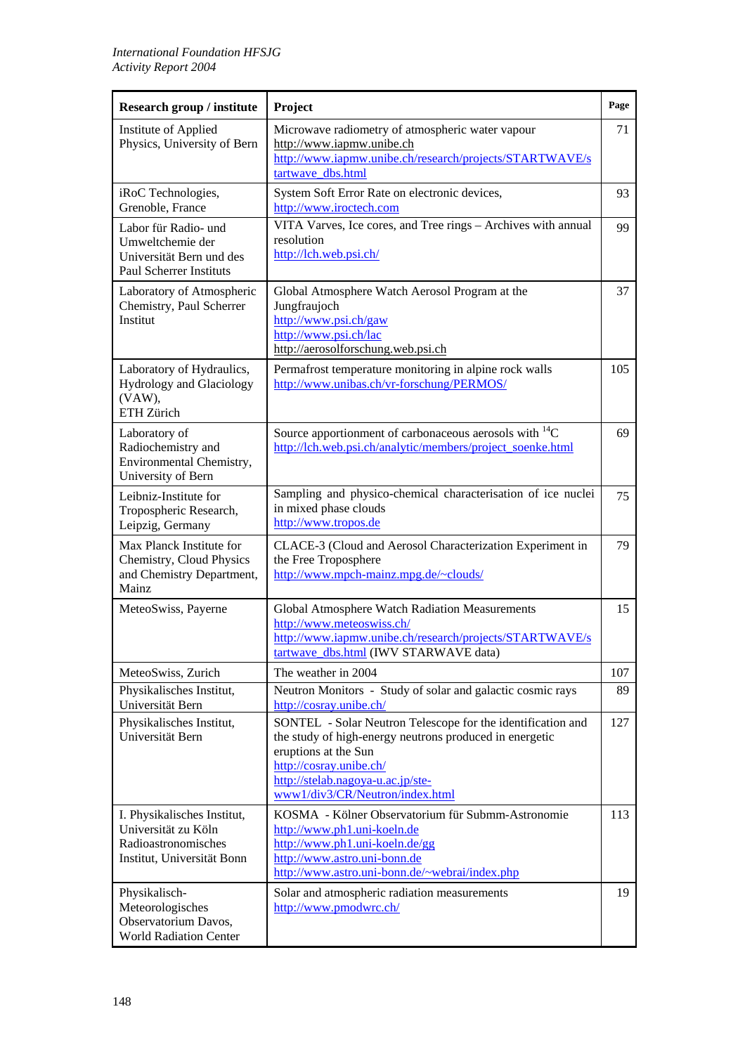| Research group / institute | Project | Page |
|---|---|---|
| Institute of Applied Physics, University of Bern | Microwave radiometry of atmospheric water vapour<br>http://www.iapmw.unibe.ch<br>http://www.iapmw.unibe.ch/research/projects/STARTWAVE/startwave_dbs.html | 71 |
| iRoC Technologies, Grenoble, France | System Soft Error Rate on electronic devices,<br>http://www.iroctech.com | 93 |
| Labor für Radio- und Umweltchemie der Universität Bern und des Paul Scherrer Instituts | VITA Varves, Ice cores, and Tree rings – Archives with annual resolution<br>http://lch.web.psi.ch/ | 99 |
| Laboratory of Atmospheric Chemistry, Paul Scherrer Institut | Global Atmosphere Watch Aerosol Program at the Jungfraujoch<br>http://www.psi.ch/gaw<br>http://www.psi.ch/lac<br>http://aerosolforschung.web.psi.ch | 37 |
| Laboratory of Hydraulics, Hydrology and Glaciology (VAW), ETH Zürich | Permafrost temperature monitoring in alpine rock walls<br>http://www.unibas.ch/vr-forschung/PERMOS/ | 105 |
| Laboratory of Radiochemistry and Environmental Chemistry, University of Bern | Source apportionment of carbonaceous aerosols with $^{14}C$<br>http://lch.web.psi.ch/analytic/members/project_soenke.html | 69 |
| Leibniz-Institute for Tropospheric Research, Leipzig, Germany | Sampling and physico-chemical characterisation of ice nuclei in mixed phase clouds<br>http://www.tropos.de | 75 |
| Max Planck Institute for Chemistry, Cloud Physics and Chemistry Department, Mainz | CLACE-3 (Cloud and Aerosol Characterization Experiment in the Free Troposphere<br>http://www.mpch-mainz.mpg.de/~clouds/ | 79 |
| MeteoSwiss, Payerne | Global Atmosphere Watch Radiation Measurements<br>http://www.meteoswiss.ch/<br>http://www.iapmw.unibe.ch/research/projects/STARTWAVE/startwave_dbs.html (IWV STARWAVE data) | 15 |
| MeteoSwiss, Zurich | The weather in 2004 | 107 |
| Physikalisches Institut, Universität Bern | Neutron Monitors - Study of solar and galactic cosmic rays<br>http://cosray.unibe.ch/ | 89 |
| Physikalisches Institut, Universität Bern | SONTEL - Solar Neutron Telescope for the identification and the study of high-energy neutrons produced in energetic eruptions at the Sun<br>http://cosray.unibe.ch/<br>http://stelab.nagoya-u.ac.jp/ste-www1/div3/CR/Neutron/index.html | 127 |
| I. Physikalisches Institut, Universität zu Köln<br>Radioastronomisches Institut, Universität Bonn | KOSMA - Kölner Observatorium für Submm-Astronomie<br>http://www.ph1.uni-koeln.de<br>http://www.ph1.uni-koeln.de/gg<br>http://www.astro.uni-bonn.de<br>http://www.astro.uni-bonn.de/~webrai/index.php | 113 |
| Physikalisch-Meteorologisches Observatorium Davos, World Radiation Center | Solar and atmospheric radiation measurements<br>http://www.pmodwrc.ch/ | 19 |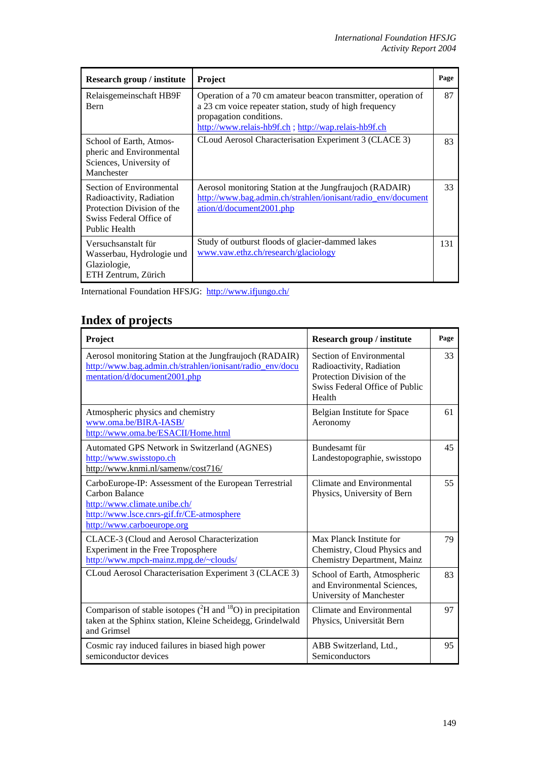| Research group / institute | Project | Page |
|---|---|---|
| Relaisgemeinschaft HB9F Bern | Operation of a 70 cm amateur beacon transmitter, operation of a 23 cm voice repeater station, study of high frequency propagation conditions. http://www.relais-hb9f.ch ; http://wap.relais-hb9f.ch | 87 |
| School of Earth, Atmospheric and Environmental Sciences, University of Manchester | CLoud Aerosol Characterisation Experiment 3 (CLACE 3) | 83 |
| Section of Environmental Radioactivity, Radiation Protection Division of the Swiss Federal Office of Public Health | Aerosol monitoring Station at the Jungfraujoch (RADAIR) http://www.bag.admin.ch/strahlen/ionisant/radio_env/documentation/d/document2001.php | 33 |
| Versuchsanstalt für Wasserbau, Hydrologie und Glaziologie, ETH Zentrum, Zürich | Study of outburst floods of glacier-dammed lakes www.vaw.ethz.ch/research/glaciology | 131 |

International Foundation HFSJG: http://www.ifjungo.ch/

## Index of projects

| Project | Research group / institute | Page |
|---|---|---|
| Aerosol monitoring Station at the Jungfraujoch (RADAIR) http://www.bag.admin.ch/strahlen/ionisant/radio_env/documentation/d/document2001.php | Section of Environmental Radioactivity, Radiation Protection Division of the Swiss Federal Office of Public Health | 33 |
| Atmospheric physics and chemistry www.oma.be/BIRA-IASB/ http://www.oma.be/ESACII/Home.html | Belgian Institute for Space Aeronomy | 61 |
| Automated GPS Network in Switzerland (AGNES) http://www.swisstopo.ch http://www.knmi.nl/samenw/cost716/ | Bundesamt für Landestopographie, swisstopo | 45 |
| CarboEurope-IP: Assessment of the European Terrestrial Carbon Balance http://www.climate.unibe.ch/ http://www.lsce.cnrs-gif.fr/CE-atmosphere http://www.carboeurope.org | Climate and Environmental Physics, University of Bern | 55 |
| CLACE-3 (Cloud and Aerosol Characterization Experiment in the Free Troposphere http://www.mpch-mainz.mpg.de/~clouds/ | Max Planck Institute for Chemistry, Cloud Physics and Chemistry Department, Mainz | 79 |
| CLoud Aerosol Characterisation Experiment 3 (CLACE 3) | School of Earth, Atmospheric and Environmental Sciences, University of Manchester | 83 |
| Comparison of stable isotopes ($^{2}H$ and $^{18}O$) in precipitation taken at the Sphinx station, Kleine Scheidegg, Grindelwald and Grimsel | Climate and Environmental Physics, Universität Bern | 97 |
| Cosmic ray induced failures in biased high power semiconductor devices | ABB Switzerland, Ltd., Semiconductors | 95 |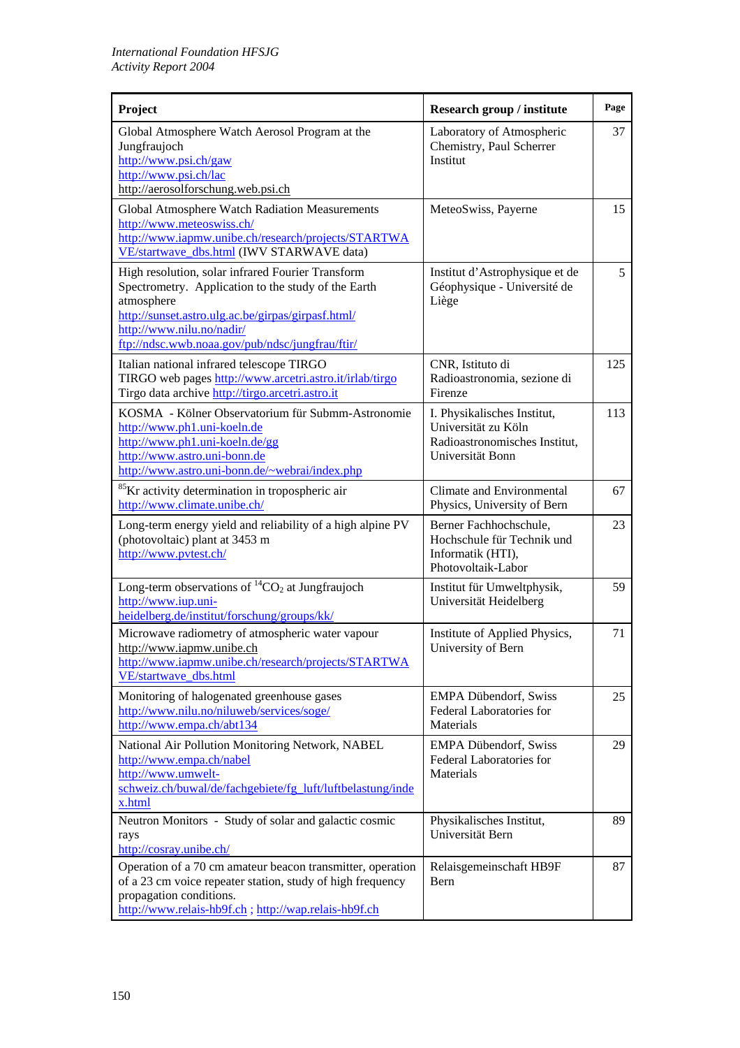| Project | Research group / institute | Page |
|---|---|---|
| Global Atmosphere Watch Aerosol Program at the Jungfraujoch http://www.psi.ch/gaw http://www.psi.ch/lac http://aerosolforschung.web.psi.ch | Laboratory of Atmospheric Chemistry, Paul Scherrer Institut | 37 |
| Global Atmosphere Watch Radiation Measurements http://www.meteoswiss.ch/ http://www.iapmw.unibe.ch/research/projects/STARTWAVE/startwave_dbs.html (IWV STARWAVE data) | MeteoSwiss, Payerne | 15 |
| High resolution, solar infrared Fourier Transform Spectrometry. Application to the study of the Earth atmosphere http://sunset.astro.ulg.ac.be/girpas/girpasf.html/ http://www.nilu.no/nadir/ ftp://ndsc.wwb.noaa.gov/pub/ndsc/jungfrau/ftir/ | Institut d'Astrophysique et de Géophysique - Université de Liège | 5 |
| Italian national infrared telescope TIRGO TIRGO web pages http://www.arcetri.astro.it/irlab/tirgo Tirgo data archive http://tirgo.arcetri.astro.it | CNR, Istituto di Radioastronomia, sezione di Firenze | 125 |
| KOSMA - Kölner Observatorium für Submm-Astronomie http://www.ph1.uni-koeln.de http://www.ph1.uni-koeln.de/gg http://www.astro.uni-bonn.de http://www.astro.uni-bonn.de/~webrai/index.php | I. Physikalisches Institut, Universität zu Köln Radioastronomisches Institut, Universität Bonn | 113 |
| $^{85}$Kr activity determination in tropospheric air http://www.climate.unibe.ch/ | Climate and Environmental Physics, University of Bern | 67 |
| Long-term energy yield and reliability of a high alpine PV (photovoltaic) plant at 3453 m http://www.pvtest.ch/ | Berner Fachhochschule, Hochschule für Technik und Informatik (HTI), Photovoltaik-Labor | 23 |
| Long-term observations of $^{14}CO_2$ at Jungfraujoch http://www.iup.uni-heidelberg.de/institut/forschung/groups/kk/ | Institut für Umweltphysik, Universität Heidelberg | 59 |
| Microwave radiometry of atmospheric water vapour http://www.iapmw.unibe.ch http://www.iapmw.unibe.ch/research/projects/STARTWAVE/startwave_dbs.html | Institute of Applied Physics, University of Bern | 71 |
| Monitoring of halogenated greenhouse gases http://www.nilu.no/niluweb/services/soge/ http://www.empa.ch/abt134 | EMPA Dübendorf, Swiss Federal Laboratories for Materials | 25 |
| National Air Pollution Monitoring Network, NABEL http://www.empa.ch/nabel http://www.umwelt-schweiz.ch/buwal/de/fachgebiete/fg_luft/luftbelastung/index.html | EMPA Dübendorf, Swiss Federal Laboratories for Materials | 29 |
| Neutron Monitors - Study of solar and galactic cosmic rays http://cosray.unibe.ch/ | Physikalisches Institut, Universität Bern | 89 |
| Operation of a 70 cm amateur beacon transmitter, operation of a 23 cm voice repeater station, study of high frequency propagation conditions. http://www.relais-hb9f.ch ; http://wap.relais-hb9f.ch | Relaisgemeinschaft HB9F Bern | 87 |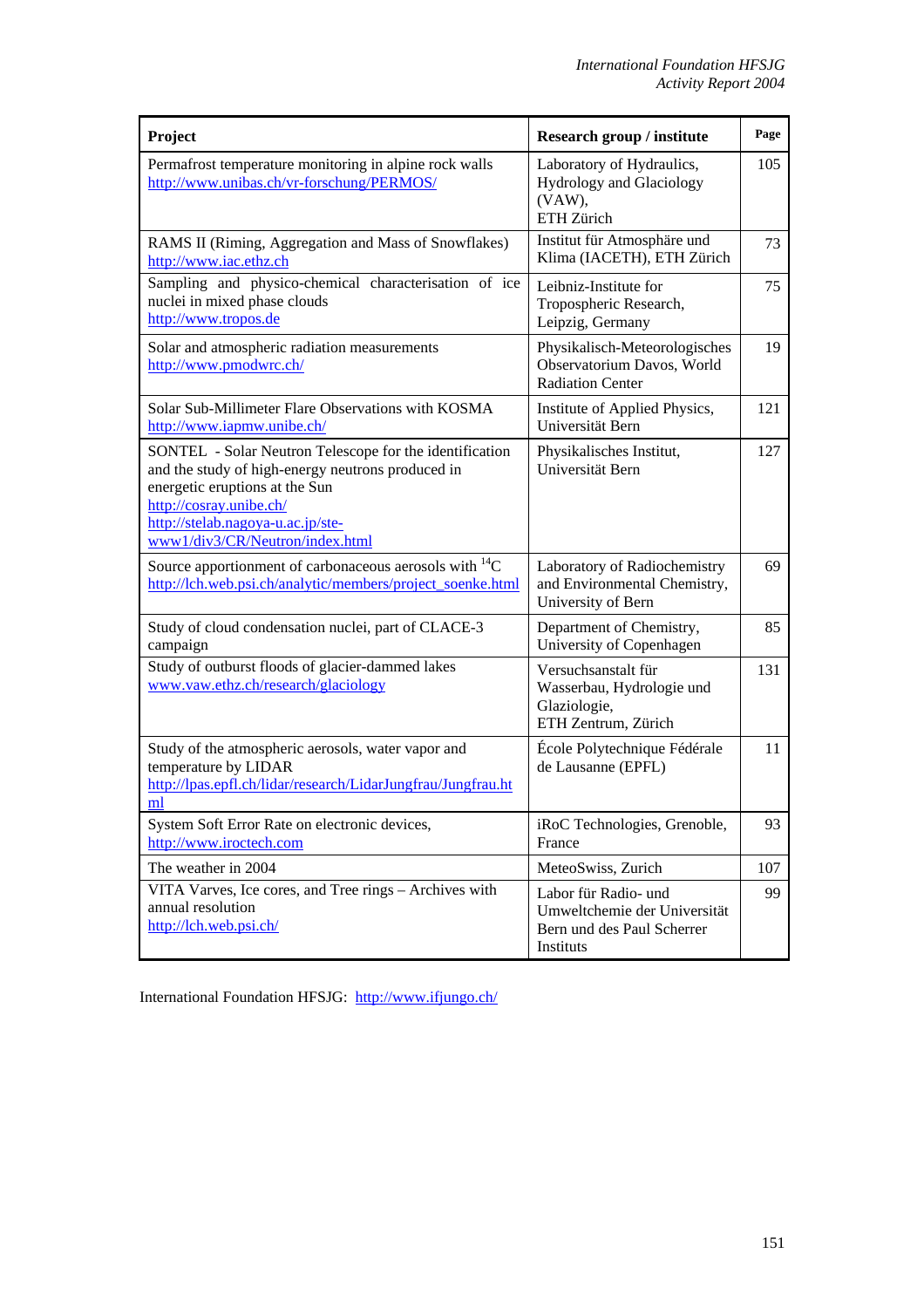| Project | Research group / institute | Page |
|---|---|---|
| Permafrost temperature monitoring in alpine rock walls http://www.unibas.ch/vr-forschung/PERMOS/ | Laboratory of Hydraulics, Hydrology and Glaciology (VAW), ETH Zürich | 105 |
| RAMS II (Riming, Aggregation and Mass of Snowflakes) http://www.iac.ethz.ch | Institut für Atmosphäre und Klima (IACETH), ETH Zürich | 73 |
| Sampling and physico-chemical characterisation of ice nuclei in mixed phase clouds http://www.tropos.de | Leibniz-Institute for Tropospheric Research, Leipzig, Germany | 75 |
| Solar and atmospheric radiation measurements http://www.pmodwrc.ch/ | Physikalisch-Meteorologisches Observatorium Davos, World Radiation Center | 19 |
| Solar Sub-Millimeter Flare Observations with KOSMA http://www.iapmw.unibe.ch/ | Institute of Applied Physics, Universität Bern | 121 |
| SONTEL - Solar Neutron Telescope for the identification and the study of high-energy neutrons produced in energetic eruptions at the Sun http://cosray.unibe.ch/ http://stelab.nagoya-u.ac.jp/ste-www1/div3/CR/Neutron/index.html | Physikalisches Institut, Universität Bern | 127 |
| Source apportionement of carbonaceous aerosols with $^{14}C$ http://lch.web.psi.ch/analytic/members/project_soenke.html | Laboratory of Radiochemistry and Environmental Chemistry, University of Bern | 69 |
| Study of cloud condensation nuclei, part of CLACE-3 campaign | Department of Chemistry, University of Copenhagen | 85 |
| Study of outburst floods of glacier-dammed lakes www.vaw.ethz.ch/research/glaciology | Versuchsanstalt für Wasserbau, Hydrologie und Glaziologie, ETH Zentrum, Zürich | 131 |
| Study of the atmospheric aerosols, water vapor and temperature by LIDAR http://lpas.epfl.ch/lidar/research/LidarJungfrau/Jungfrau.html | École Polytechnique Fédérale de Lausanne (EPFL) | 11 |
| System Soft Error Rate on electronic devices, http://www.iroctech.com | iRoC Technologies, Grenoble, France | 93 |
| The weather in 2004 | MeteoSwiss, Zurich | 107 |
| VITA Varves, Ice cores, and Tree rings – Archives with annual resolution http://lch.web.psi.ch/ | Labor für Radio- und Umweltchemie der Universität Bern und des Paul Scherrer Instituts | 99 |

International Foundation HFSJG: http://www.ifjungo.ch/